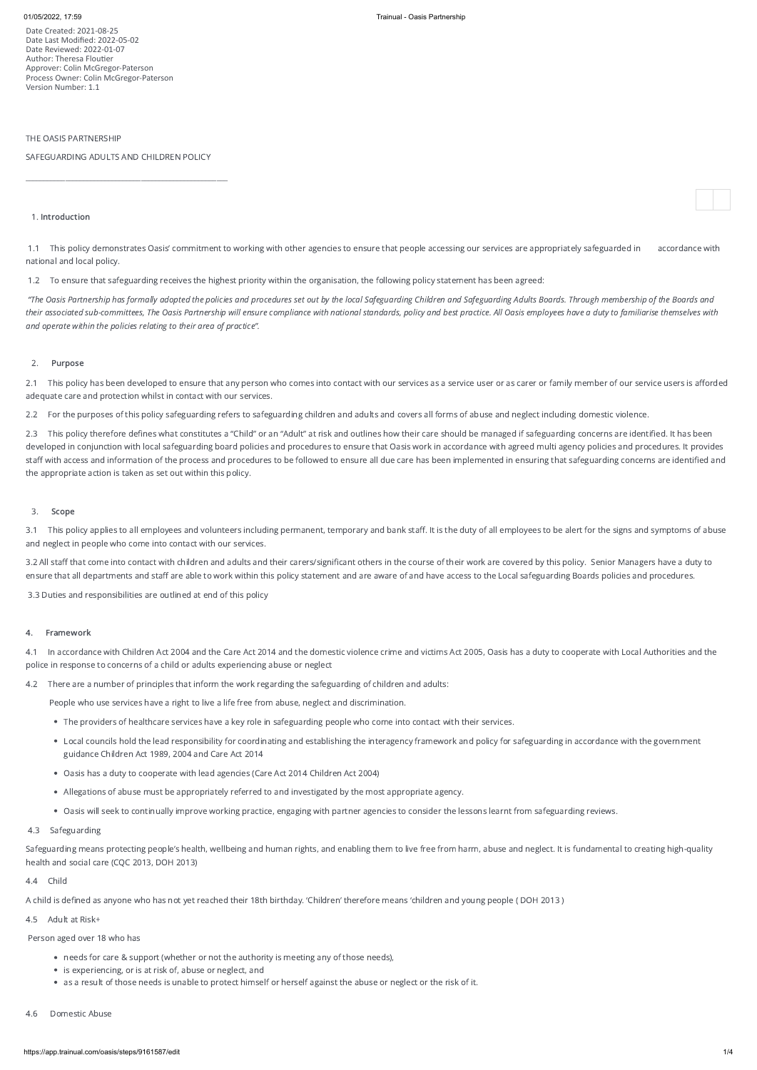Date Created: 2021-08-25
Date Last Modified: 2022-05-02
Date Reviewed: 2022-01-07
Author: Theresa Floutier
Approver: Colin McGregor-Paterson
Process Owner: Colin McGregor-Paterson
Version Number: 1.1

THE OASIS PARTNERSHIP

SAFEGUARDING ADULTS AND CHILDREN POLICY

---

## 1. Introduction

1.1 This policy demonstrates Oasis' commitment to working with other agencies to ensure that people accessing our services are appropriately safeguarded in accordance with national and local policy.

1.2 To ensure that safeguarding receives the highest priority within the organisation, the following policy statement has been agreed:

*"The Oasis Partnership has formally adopted the policies and procedures set out by the local Safeguarding Children and Safeguarding Adults Boards. Through membership of the Boards and their associated sub-committees, The Oasis Partnership will ensure compliance with national standards, policy and best practice. All Oasis employees have a duty to familiarise themselves with and operate within the policies relating to their area of practice".*

## 2. Purpose

2.1 This policy has been developed to ensure that any person who comes into contact with our services as a service user or as carer or family member of our service users is afforded adequate care and protection whilst in contact with our services.

2.2 For the purposes of this policy safeguarding refers to safeguarding children and adults and covers all forms of abuse and neglect including domestic violence.

2.3 This policy therefore defines what constitutes a "Child" or an "Adult" at risk and outlines how their care should be managed if safeguarding concerns are identified. It has been developed in conjunction with local safeguarding board policies and procedures to ensure that Oasis work in accordance with agreed multi agency policies and procedures. It provides staff with access and information of the process and procedures to be followed to ensure all due care has been implemented in ensuring that safeguarding concerns are identified and the appropriate action is taken as set out within this policy.

## 3. Scope

3.1 This policy applies to all employees and volunteers including permanent, temporary and bank staff. It is the duty of all employees to be alert for the signs and symptoms of abuse and neglect in people who come into contact with our services.

3.2 All staff that come into contact with children and adults and their carers/significant others in the course of their work are covered by this policy. Senior Managers have a duty to ensure that all departments and staff are able to work within this policy statement and are aware of and have access to the Local safeguarding Boards policies and procedures.

3.3 Duties and responsibilities are outlined at end of this policy

## 4. Framework

4.1 In accordance with Children Act 2004 and the Care Act 2014 and the domestic violence crime and victims Act 2005, Oasis has a duty to cooperate with Local Authorities and the police in response to concerns of a child or adults experiencing abuse or neglect

4.2 There are a number of principles that inform the work regarding the safeguarding of children and adults:

People who use services have a right to live a life free from abuse, neglect and discrimination.

- The providers of healthcare services have a key role in safeguarding people who come into contact with their services.
- Local councils hold the lead responsibility for coordinating and establishing the interagency framework and policy for safeguarding in accordance with the government guidance Children Act 1989, 2004 and Care Act 2014
- Oasis has a duty to cooperate with lead agencies (Care Act 2014 Children Act 2004)
- Allegations of abuse must be appropriately referred to and investigated by the most appropriate agency.
- Oasis will seek to continually improve working practice, engaging with partner agencies to consider the lessons learnt from safeguarding reviews.

4.3 Safeguarding

Safeguarding means protecting people's health, wellbeing and human rights, and enabling them to live free from harm, abuse and neglect. It is fundamental to creating high-quality health and social care (CQC 2013, DOH 2013)

4.4 Child

A child is defined as anyone who has not yet reached their 18th birthday. 'Children' therefore means 'children and young people ( DOH 2013 )

4.5 Adult at Risk+

Person aged over 18 who has

- needs for care & support (whether or not the authority is meeting any of those needs),
- is experiencing, or is at risk of, abuse or neglect, and
- as a result of those needs is unable to protect himself or herself against the abuse or neglect or the risk of it.

4.6 Domestic Abuse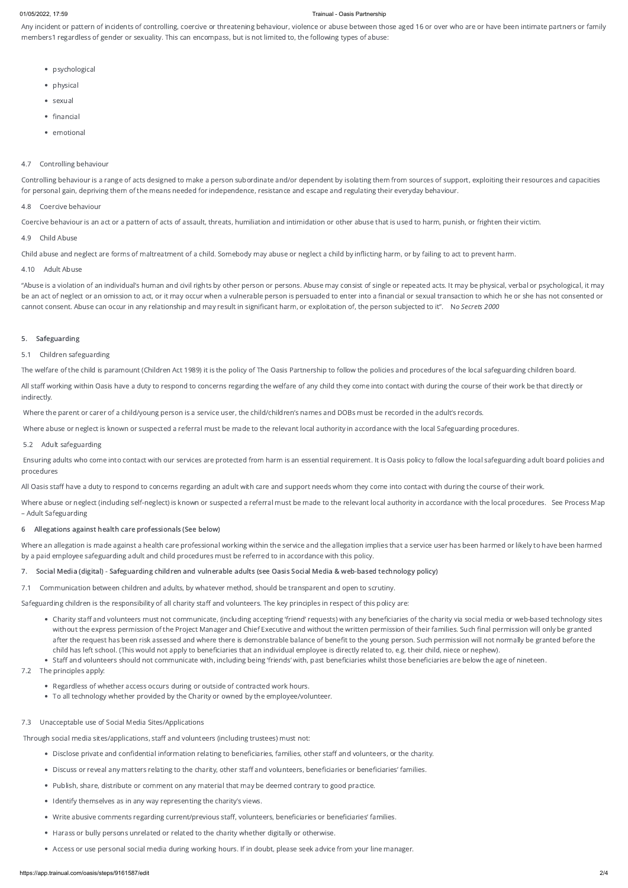Any incident or pattern of incidents of controlling, coercive or threatening behaviour, violence or abuse between those aged 16 or over who are or have been intimate partners or family members1 regardless of gender or sexuality. This can encompass, but is not limited to, the following types of abuse:

- psychological
- physical
- sexual
- financial
- emotional

4.7 Controlling behaviour

Controlling behaviour is a range of acts designed to make a person subordinate and/or dependent by isolating them from sources of support, exploiting their resources and capacities for personal gain, depriving them of the means needed for independence, resistance and escape and regulating their everyday behaviour.

4.8 Coercive behaviour

Coercive behaviour is an act or a pattern of acts of assault, threats, humiliation and intimidation or other abuse that is used to harm, punish, or frighten their victim.

4.9 Child Abuse

Child abuse and neglect are forms of maltreatment of a child. Somebody may abuse or neglect a child by inflicting harm, or by failing to act to prevent harm.

4.10 Adult Abuse

"Abuse is a violation of an individual's human and civil rights by other person or persons. Abuse may consist of single or repeated acts. It may be physical, verbal or psychological, it may be an act of neglect or an omission to act, or it may occur when a vulnerable person is persuaded to enter into a financial or sexual transaction to which he or she has not consented or cannot consent. Abuse can occur in any relationship and may result in significant harm, or exploitation of, the person subjected to it". N*o Secrets 2000*

**5. Safeguarding**

5.1 Children safeguarding

The welfare of the child is paramount (Children Act 1989) it is the policy of The Oasis Partnership to follow the policies and procedures of the local safeguarding children board.

All staff working within Oasis have a duty to respond to concerns regarding the welfare of any child they come into contact with during the course of their work be that directly or indirectly.

Where the parent or carer of a child/young person is a service user, the child/children's names and DOBs must be recorded in the adult's records.

Where abuse or neglect is known or suspected a referral must be made to the relevant local authority in accordance with the local Safeguarding procedures.

5.2 Adult safeguarding

Ensuring adults who come into contact with our services are protected from harm is an essential requirement. It is Oasis policy to follow the local safeguarding adult board policies and procedures

All Oasis staff have a duty to respond to concerns regarding an adult with care and support needs whom they come into contact with during the course of their work.

Where abuse or neglect (including self-neglect) is known or suspected a referral must be made to the relevant local authority in accordance with the local procedures. See Process Map – Adult Safeguarding

**6 Allegations against health care professionals (See below)**

Where an allegation is made against a health care professional working within the service and the allegation implies that a service user has been harmed or likely to have been harmed by a paid employee safeguarding adult and child procedures must be referred to in accordance with this policy.

**7. Social Media (digital) - Safeguarding children and vulnerable adults (see Oasis Social Media & web-based technology policy)**

7.1 Communication between children and adults, by whatever method, should be transparent and open to scrutiny.

Safeguarding children is the responsibility of all charity staff and volunteers. The key principles in respect of this policy are:

- Charity staff and volunteers must not communicate, (including accepting 'friend' requests) with any beneficiaries of the charity via social media or web-based technology sites without the express permission of the Project Manager and Chief Executive and without the written permission of their families. Such final permission will only be granted after the request has been risk assessed and where there is demonstrable balance of benefit to the young person. Such permission will not normally be granted before the child has left school. (This would not apply to beneficiaries that an individual employee is directly related to, e.g. their child, niece or nephew).
- Staff and volunteers should not communicate with, including being 'friends' with, past beneficiaries whilst those beneficiaries are below the age of nineteen.

7.2 The principles apply:

- Regardless of whether access occurs during or outside of contracted work hours.
- To all technology whether provided by the Charity or owned by the employee/volunteer.

7.3 Unacceptable use of Social Media Sites/Applications

Through social media sites/applications, staff and volunteers (including trustees) must not:

- Disclose private and confidential information relating to beneficiaries, families, other staff and volunteers, or the charity.
- Discuss or reveal any matters relating to the charity, other staff and volunteers, beneficiaries or beneficiaries' families.
- Publish, share, distribute or comment on any material that may be deemed contrary to good practice.
- Identify themselves as in any way representing the charity's views.
- Write abusive comments regarding current/previous staff, volunteers, beneficiaries or beneficiaries' families.
- Harass or bully persons unrelated or related to the charity whether digitally or otherwise.
- Access or use personal social media during working hours. If in doubt, please seek advice from your line manager.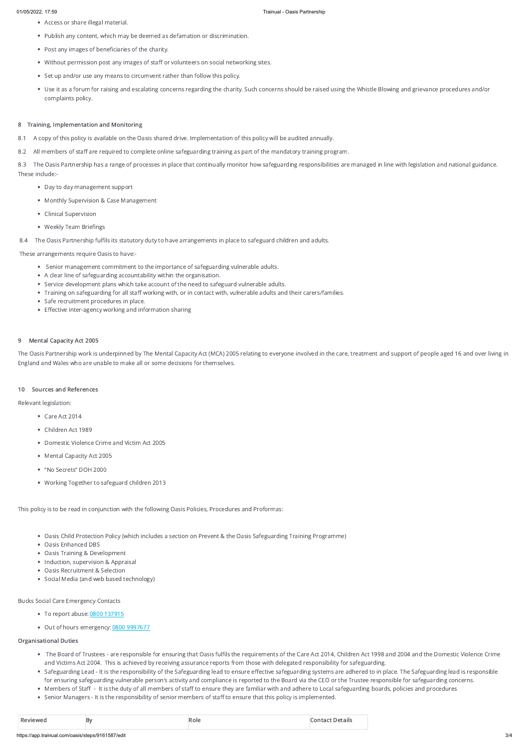- Access or share illegal material.
- Publish any content, which may be deemed as defamation or discrimination.
- Post any images of beneficiaries of the charity.
- Without permission post any images of staff or volunteers on social networking sites.
- Set up and/or use any means to circumvent rather than follow this policy.
- Use it as a forum for raising and escalating concerns regarding the charity. Such concerns should be raised using the Whistle Blowing and grievance procedures and/or complaints policy.

## 8 Training, Implementation and Monitoring

8.1 A copy of this policy is available on the Oasis shared drive. Implementation of this policy will be audited annually.

8.2 All members of staff are required to complete online safeguarding training as part of the mandatory training program.

8.3 The Oasis Partnership has a range of processes in place that continually monitor how safeguarding responsibilities are managed in line with legislation and national guidance. These include:-

- Day to day management support
- Monthly Supervision & Case Management
- Clinical Supervision
- Weekly Team Briefings

8.4 The Oasis Partnership fulfils its statutory duty to have arrangements in place to safeguard children and adults.

These arrangements require Oasis to have:-

- Senior management commitment to the importance of safeguarding vulnerable adults.
- A clear line of safeguarding accountability within the organisation.
- Service development plans which take account of the need to safeguard vulnerable adults.
- Training on safeguarding for all staff working with, or in contact with, vulnerable adults and their carers/families.
- Safe recruitment procedures in place.
- Effective inter-agency working and information sharing

## 9 Mental Capacity Act 2005

The Oasis Partnership work is underpinned by The Mental Capacity Act (MCA) 2005 relating to everyone involved in the care, treatment and support of people aged 16 and over living in England and Wales who are unable to make all or some decisions for themselves.

## 10 Sources and References

Relevant legislation:

- Care Act 2014
- Children Act 1989
- Domestic Violence Crime and Victim Act 2005
- Mental Capacity Act 2005
- "No Secrets" DOH 2000
- Working Together to safeguard children 2013

This policy is to be read in conjunction with the following Oasis Policies, Procedures and Proformas:

- Oasis Child Protection Policy (which includes a section on Prevent & the Oasis Safeguarding Training Programme)
- Oasis Enhanced DBS
- Oasis Training & Development
- Induction, supervision & Appraisal
- Oasis Recruitment & Selection
- Social Media (and web based technology)

Bucks Social Care Emergency Contacts

- To report abuse: 0800 137915
- Out of hours emergency: 0800 9997677

**Organisational Duties**

- The Board of Trustees - are responsible for ensuring that Oasis fulfils the requirements of the Care Act 2014, Children Act 1998 and 2004 and the Domestic Violence Crime and Victims Act 2004. This is achieved by receiving assurance reports from those with delegated responsibility for safeguarding.
- Safeguarding Lead - It is the responsibility of the Safeguarding lead to ensure effective safeguarding systems are adhered to in place. The Safeguarding lead is responsible for ensuring safeguarding vulnerable person's activity and compliance is reported to the Board via the CEO or the Trustee responsible for safeguarding concerns.
- Members of Staff - It is the duty of all members of staff to ensure they are familiar with and adhere to Local safeguarding boards, policies and procedures
- Senior Managers - It is the responsibility of senior members of staff to ensure that this policy is implemented.

| Reviewed | By | Role | Contact Details |
| --- | --- | --- | --- |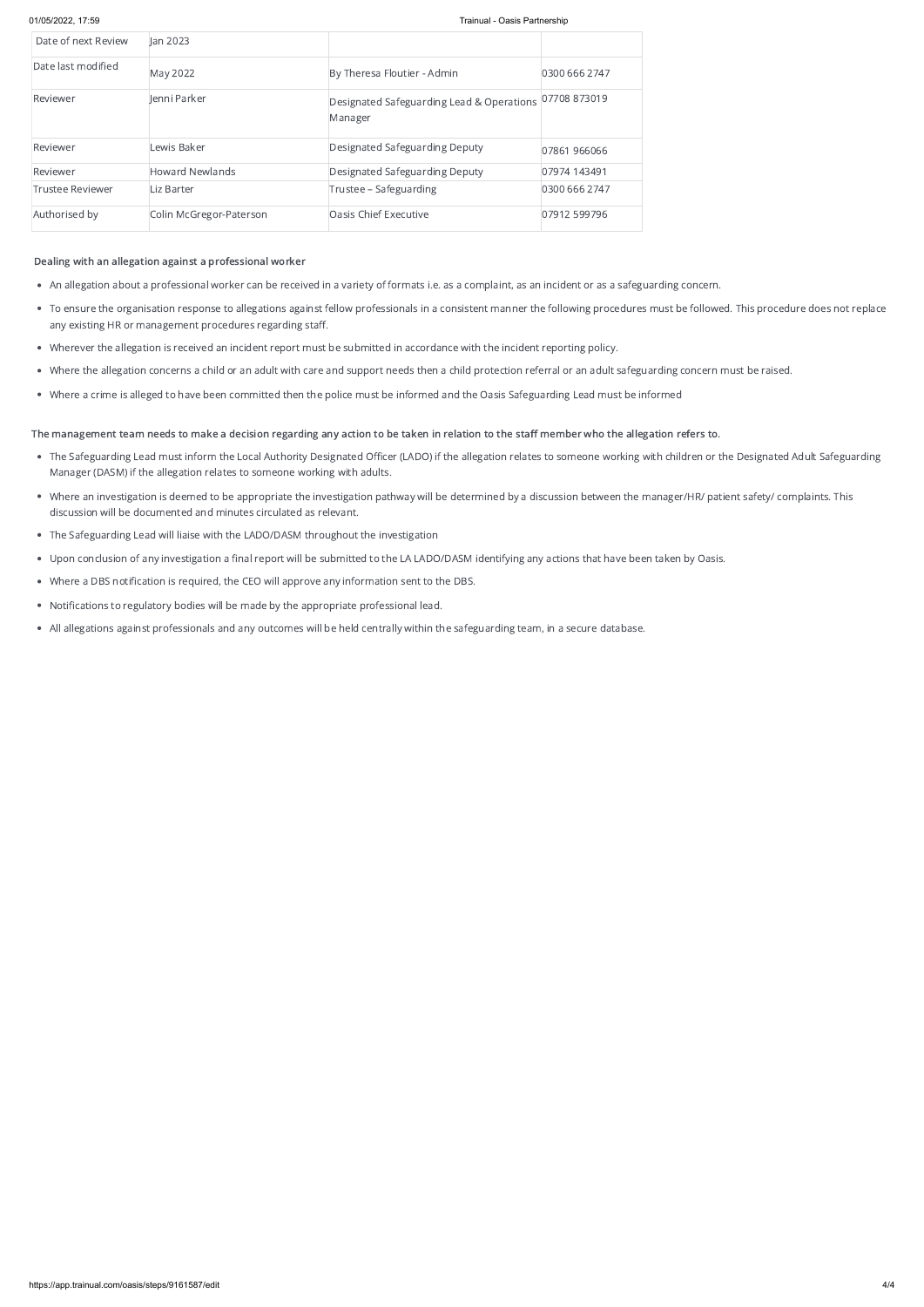| | | | |
|---|---|---|---|
| Date of next Review | Jan 2023 | | |
| Date last modified | May 2022 | By Theresa Floutier - Admin | 0300 666 2747 |
| Reviewer | Jenni Parker | Designated Safeguarding Lead & Operations Manager | 07708 873019 |
| Reviewer | Lewis Baker | Designated Safeguarding Deputy | 07861 966066 |
| Reviewer | Howard Newlands | Designated Safeguarding Deputy | 07974 143491 |
| Trustee Reviewer | Liz Barter | Trustee – Safeguarding | 0300 666 2747 |
| Authorised by | Colin McGregor-Paterson | Oasis Chief Executive | 07912 599796 |

**Dealing with an allegation against a professional worker**

- An allegation about a professional worker can be received in a variety of formats i.e. as a complaint, as an incident or as a safeguarding concern.
- To ensure the organisation response to allegations against fellow professionals in a consistent manner the following procedures must be followed. This procedure does not replace any existing HR or management procedures regarding staff.
- Wherever the allegation is received an incident report must be submitted in accordance with the incident reporting policy.
- Where the allegation concerns a child or an adult with care and support needs then a child protection referral or an adult safeguarding concern must be raised.
- Where a crime is alleged to have been committed then the police must be informed and the Oasis Safeguarding Lead must be informed

**The management team needs to make a decision regarding any action to be taken in relation to the staff member who the allegation refers to.**

- The Safeguarding Lead must inform the Local Authority Designated Officer (LADO) if the allegation relates to someone working with children or the Designated Adult Safeguarding Manager (DASM) if the allegation relates to someone working with adults.
- Where an investigation is deemed to be appropriate the investigation pathway will be determined by a discussion between the manager/HR/ patient safety/ complaints. This discussion will be documented and minutes circulated as relevant.
- The Safeguarding Lead will liaise with the LADO/DASM throughout the investigation
- Upon conclusion of any investigation a final report will be submitted to the LA LADO/DASM identifying any actions that have been taken by Oasis.
- Where a DBS notification is required, the CEO will approve any information sent to the DBS.
- Notifications to regulatory bodies will be made by the appropriate professional lead.
- All allegations against professionals and any outcomes will be held centrally within the safeguarding team, in a secure database.